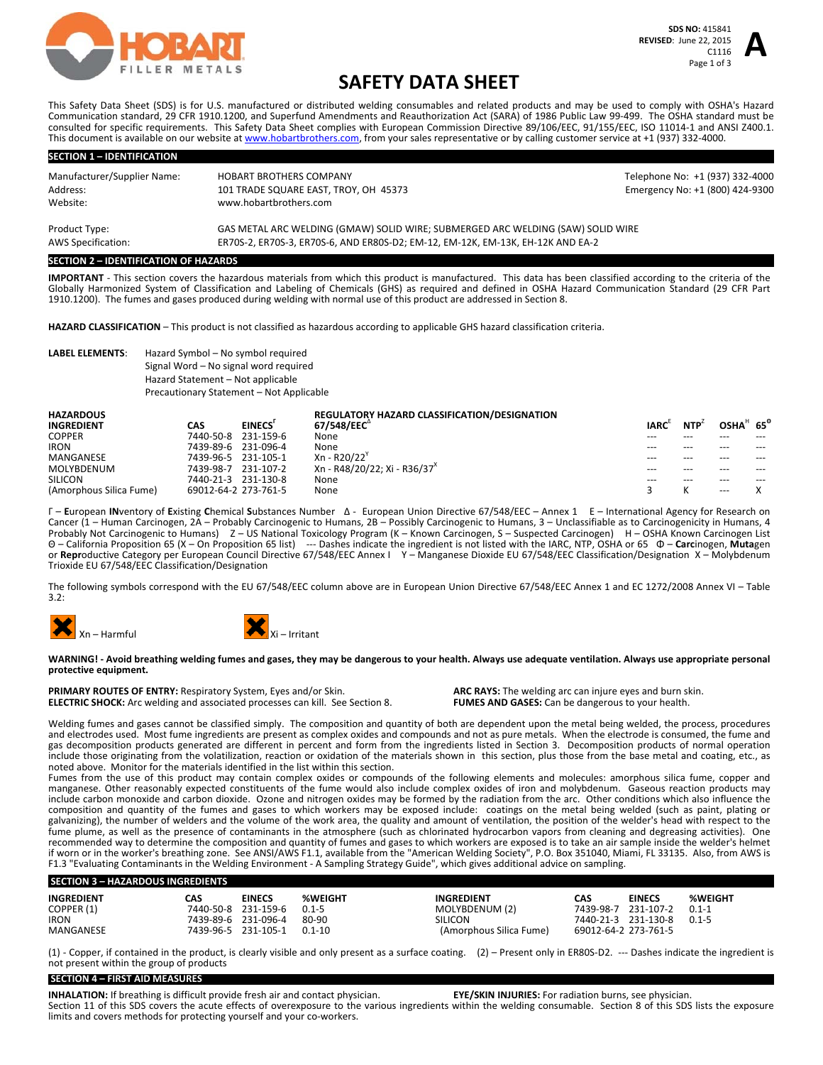SDS NO: 415841
REVISED: June 22, 2015
C1116

**A**

# SAFETY DATA SHEET

This Safety Data Sheet (SDS) is for U.S. manufactured or distributed welding consumables and related products and may be used to comply with OSHA's Hazard Communication standard, 29 CFR 1910.1200, and Superfund Amendments and Reauthorization Act (SARA) of 1986 Public Law 99-499. The OSHA standard must be consulted for specific requirements. This Safety Data Sheet complies with European Commission Directive 89/106/EEC, 91/155/EEC, ISO 11014-1 and ANSI Z400.1. This document is available on our website at www.hobartbrothers.com, from your sales representative or by calling customer service at +1 (937) 332-4000.

## SECTION 1 – IDENTIFICATION

| | | |
|---|---|---|
| Manufacturer/Supplier Name: | HOBART BROTHERS COMPANY | Telephone No: +1 (937) 332-4000 |
| Address: | 101 TRADE SQUARE EAST, TROY, OH 45373 | Emergency No: +1 (800) 424-9300 |
| Website: | www.hobartbrothers.com | |

Product Type: GAS METAL ARC WELDING (GMAW) SOLID WIRE; SUBMERGED ARC WELDING (SAW) SOLID WIRE

AWS Specification: ER70S-2, ER70S-3, ER70S-6, AND ER80S-D2; EM-12, EM-12K, EM-13K, EH-12K AND EA-2

## SECTION 2 – IDENTIFICATION OF HAZARDS

**IMPORTANT** - This section covers the hazardous materials from which this product is manufactured. This data has been classified according to the criteria of the Globally Harmonized System of Classification and Labeling of Chemicals (GHS) as required and defined in OSHA Hazard Communication Standard (29 CFR Part 1910.1200). The fumes and gases produced during welding with normal use of this product are addressed in Section 8.

**HAZARD CLASSIFICATION** – This product is not classified as hazardous according to applicable GHS hazard classification criteria.

**LABEL ELEMENTS**:
Hazard Symbol – No symbol required
Signal Word – No signal word required
Hazard Statement – Not applicable
Precautionary Statement – Not Applicable

| HAZARDOUS INGREDIENT | CAS | EINECS[Γ] | REGULATORY HAZARD CLASSIFICATION/DESIGNATION 67/548/EEC[Δ] | IARC[E] | NTP[Z] | OSHA[H] | 65[Θ] |
|---|---|---|---|---|---|---|---|
| COPPER | 7440-50-8 | 231-159-6 | None | --- | --- | --- | --- |
| IRON | 7439-89-6 | 231-096-4 | None | --- | --- | --- | --- |
| MANGANESE | 7439-96-5 | 231-105-1 | Xn - R20/22[Y] | --- | --- | --- | --- |
| MOLYBDENUM | 7439-98-7 | 231-107-2 | Xn - R48/20/22; Xi - R36/37[X] | --- | --- | --- | --- |
| SILICON | 7440-21-3 | 231-130-8 | None | --- | --- | --- | --- |
| (Amorphous Silica Fume) | 69012-64-2 | 273-761-5 | None | 3 | K | --- | X |

Γ – **E**uropean **IN**ventory of **E**xisting **C**hemical **S**ubstances Number Δ - European Union Directive 67/548/EEC – Annex 1 E – International Agency for Research on Cancer (1 – Human Carcinogen, 2A – Probably Carcinogenic to Humans, 2B – Possibly Carcinogenic to Humans, 3 – Unclassifiable as to Carcinogenicity in Humans, 4 Probably Not Carcinogenic to Humans) Z – US National Toxicology Program (K – Known Carcinogen, S – Suspected Carcinogen) H – OSHA Known Carcinogen List Θ – California Proposition 65 (X – On Proposition 65 list) --- Dashes indicate the ingredient is not listed with the IARC, NTP, OSHA or 65 Φ – **Carc**inogen, **Muta**gen or **Repr**oductive Category per European Council Directive 67/548/EEC Annex I Y – Manganese Dioxide EU 67/548/EEC Classification/Designation X – Molybdenum Trioxide EU 67/548/EEC Classification/Designation

The following symbols correspond with the EU 67/548/EEC column above are in European Union Directive 67/548/EEC Annex 1 and EC 1272/2008 Annex VI – Table 3.2:

Xn – Harmful

Xi – Irritant

**WARNING! - Avoid breathing welding fumes and gases, they may be dangerous to your health. Always use adequate ventilation. Always use appropriate personal protective equipment.**

**PRIMARY ROUTES OF ENTRY:** Respiratory System, Eyes and/or Skin.
**ELECTRIC SHOCK:** Arc welding and associated processes can kill. See Section 8.
**ARC RAYS:** The welding arc can injure eyes and burn skin.
**FUMES AND GASES:** Can be dangerous to your health.

Welding fumes and gases cannot be classified simply. The composition and quantity of both are dependent upon the metal being welded, the process, procedures and electrodes used. Most fume ingredients are present as complex oxides and compounds and not as pure metals. When the electrode is consumed, the fume and gas decomposition products generated are different in percent and form from the ingredients listed in Section 3. Decomposition products of normal operation include those originating from the volatilization, reaction or oxidation of the materials shown in this section, plus those from the base metal and coating, etc., as noted above. Monitor for the materials identified in the list within this section.

Fumes from the use of this product may contain complex oxides or compounds of the following elements and molecules: amorphous silica fume, copper and manganese. Other reasonably expected constituents of the fume would also include complex oxides of iron and molybdenum. Gaseous reaction products may include carbon monoxide and carbon dioxide. Ozone and nitrogen oxides may be formed by the radiation from the arc. Other conditions which also influence the composition and quantity of the fumes and gases to which workers may be exposed include: coatings on the metal being welded (such as paint, plating or galvanizing), the number of welders and the volume of the work area, the quality and amount of ventilation, the position of the welder's head with respect to the fume plume, as well as the presence of contaminants in the atmosphere (such as chlorinated hydrocarbon vapors from cleaning and degreasing activities). One recommended way to determine the composition and quantity of fumes and gases to which workers are exposed is to take an air sample inside the welder's helmet if worn or in the worker's breathing zone. See ANSI/AWS F1.1, available from the "American Welding Society", P.O. Box 351040, Miami, FL 33135. Also, from AWS is F1.3 "Evaluating Contaminants in the Welding Environment - A Sampling Strategy Guide", which gives additional advice on sampling.

## SECTION 3 – HAZARDOUS INGREDIENTS

| INGREDIENT | CAS | EINECS | %WEIGHT |
|---|---|---|---|
| COPPER (1) | 7440-50-8 | 231-159-6 | 0.1-5 |
| IRON | 7439-89-6 | 231-096-4 | 80-90 |
| MANGANESE | 7439-96-5 | 231-105-1 | 0.1-10 |
| MOLYBDENUM (2) | 7439-98-7 | 231-107-2 | 0.1-1 |
| SILICON | 7440-21-3 | 231-130-8 | 0.1-5 |
| (Amorphous Silica Fume) | 69012-64-2 | 273-761-5 | |

(1) - Copper, if contained in the product, is clearly visible and only present as a surface coating. (2) – Present only in ER80S-D2. --- Dashes indicate the ingredient is not present within the group of products

## SECTION 4 – FIRST AID MEASURES

**INHALATION:** If breathing is difficult provide fresh air and contact physician.
**EYE/SKIN INJURIES:** For radiation burns, see physician.

Section 11 of this SDS covers the acute effects of overexposure to the various ingredients within the welding consumable. Section 8 of this SDS lists the exposure limits and covers methods for protecting yourself and your co-workers.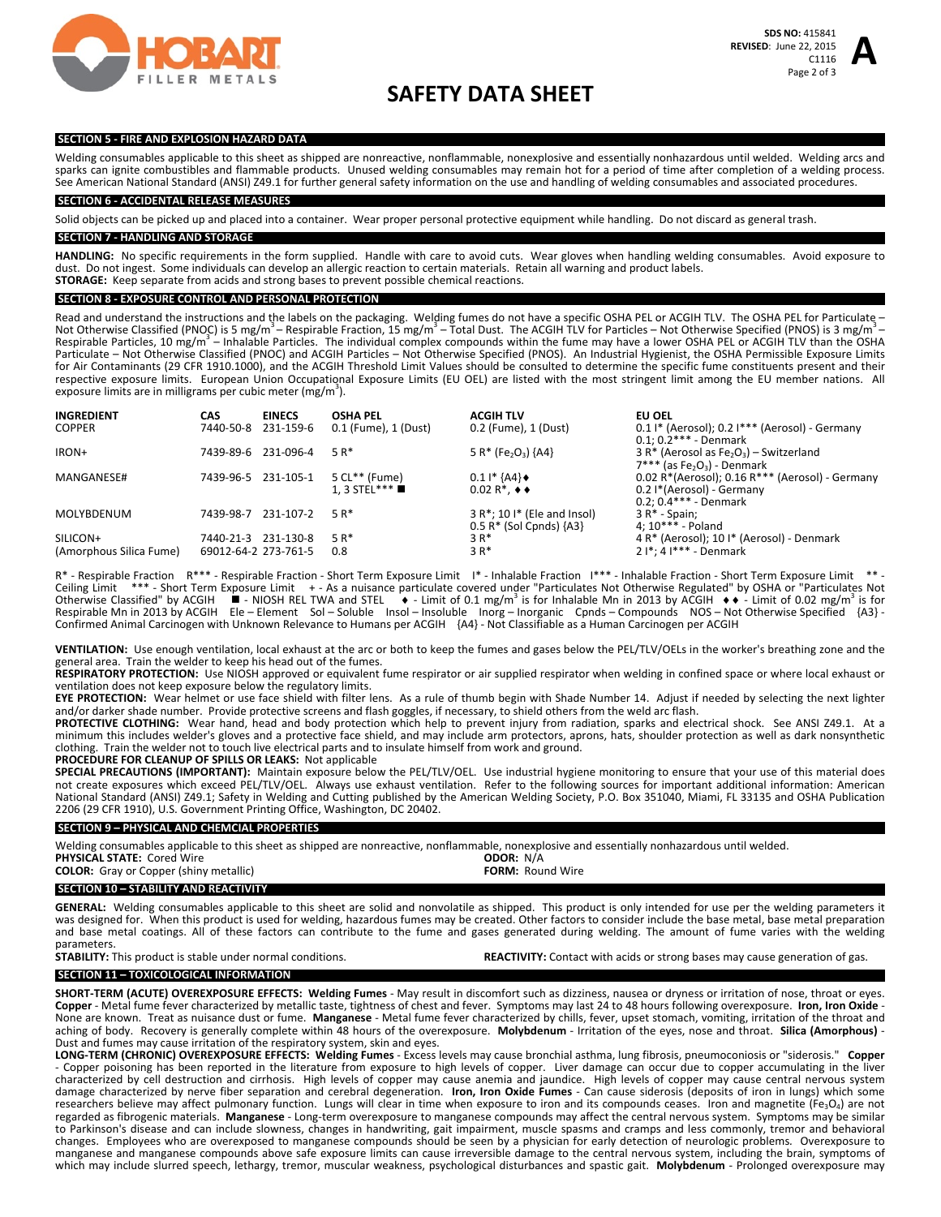# SAFETY DATA SHEET

## SECTION 5 - FIRE AND EXPLOSION HAZARD DATA

Welding consumables applicable to this sheet as shipped are nonreactive, nonflammable, nonexplosive and essentially nonhazardous until welded. Welding arcs and sparks can ignite combustibles and flammable products. Unused welding consumables may remain hot for a period of time after completion of a welding process. See American National Standard (ANSI) Z49.1 for further general safety information on the use and handling of welding consumables and associated procedures.

## SECTION 6 - ACCIDENTAL RELEASE MEASURES

Solid objects can be picked up and placed into a container. Wear proper personal protective equipment while handling. Do not discard as general trash.

## SECTION 7 - HANDLING AND STORAGE

**HANDLING:** No specific requirements in the form supplied. Handle with care to avoid cuts. Wear gloves when handling welding consumables. Avoid exposure to dust. Do not ingest. Some individuals can develop an allergic reaction to certain materials. Retain all warning and product labels.
**STORAGE:** Keep separate from acids and strong bases to prevent possible chemical reactions.

## SECTION 8 - EXPOSURE CONTROL AND PERSONAL PROTECTION

Read and understand the instructions and the labels on the packaging. Welding fumes do not have a specific OSHA PEL or ACGIH TLV. The OSHA PEL for Particulate – Not Otherwise Classified (PNOC) is 5 mg/m³ – Respirable Fraction, 15 mg/m³ – Total Dust. The ACGIH TLV for Particles – Not Otherwise Specified (PNOS) is 3 mg/m³ – Respirable Particles, 10 mg/m³ – Inhalable Particles. The individual complex compounds within the fume may have a lower OSHA PEL or ACGIH TLV than the OSHA Particulate – Not Otherwise Classified (PNOC) and ACGIH Particles – Not Otherwise Specified (PNOS). An Industrial Hygienist, the OSHA Permissible Exposure Limits for Air Contaminants (29 CFR 1910.1000), and the ACGIH Threshold Limit Values should be consulted to determine the specific fume constituents present and their respective exposure limits. European Union Occupational Exposure Limits (EU OEL) are listed with the most stringent limit among the EU member nations. All exposure limits are in milligrams per cubic meter (mg/m³).

| INGREDIENT | CAS | EINECS | OSHA PEL | ACGIH TLV | EU OEL |
|---|---|---|---|---|---|
| COPPER | 7440-50-8 | 231-159-6 | 0.1 (Fume), 1 (Dust) | 0.2 (Fume), 1 (Dust) | 0.1 I* (Aerosol); 0.2 I*** (Aerosol) - Germany<br>0.1; 0.2*** - Denmark |
| IRON+ | 7439-89-6 | 231-096-4 | 5 R* | 5 R* ($Fe_2O_3$) {A4} | 3 R* (Aerosol as $Fe_2O_3$) – Switzerland<br>7*** (as $Fe_2O_3$) - Denmark |
| MANGANESE# | 7439-96-5 | 231-105-1 | 5 CL** (Fume)<br>1, 3 STEL*** ■ | 0.1 I* {A4}♦<br>0.02 R*, ♦♦ | 0.02 R*(Aerosol); 0.16 R*** (Aerosol) - Germany<br>0.2 I*(Aerosol) - Germany<br>0.2; 0.4*** - Denmark |
| MOLYBDENUM | 7439-98-7 | 231-107-2 | 5 R* | 3 R*; 10 I* (Ele and Insol)<br>0.5 R* (Sol Cpnds) {A3} | 3 R* - Spain;<br>4; 10*** - Poland |
| SILICON+<br>(Amorphous Silica Fume) | 7440-21-3<br>69012-64-2 | 231-130-8<br>273-761-5 | 5 R*<br>0.8 | 3 R*<br>3 R* | 4 R* (Aerosol); 10 I* (Aerosol) - Denmark<br>2 I*; 4 I*** - Denmark |

R* - Respirable Fraction R*** - Respirable Fraction - Short Term Exposure Limit I* - Inhalable Fraction I*** - Inhalable Fraction - Short Term Exposure Limit ** - Ceiling Limit *** - Short Term Exposure Limit + - As a nuisance particulate covered under "Particulates Not Otherwise Regulated" by OSHA or "Particulates Not Otherwise Classified" by ACGIH ■ - NIOSH REL TWA and STEL ♦ - Limit of 0.1 mg/m³ is for Inhalable Mn in 2013 by ACGIH ♦♦ - Limit of 0.02 mg/m³ is for Respirable Mn in 2013 by ACGIH Ele – Element Sol – Soluble Insol – Insoluble Inorg – Inorganic Cpnds – Compounds NOS – Not Otherwise Specified {A3} - Confirmed Animal Carcinogen with Unknown Relevance to Humans per ACGIH {A4} - Not Classifiable as a Human Carcinogen per ACGIH

**VENTILATION:** Use enough ventilation, local exhaust at the arc or both to keep the fumes and gases below the PEL/TLV/OELs in the worker's breathing zone and the general area. Train the welder to keep his head out of the fumes.
**RESPIRATORY PROTECTION:** Use NIOSH approved or equivalent fume respirator or air supplied respirator when welding in confined space or where local exhaust or ventilation does not keep exposure below the regulatory limits.
**EYE PROTECTION:** Wear helmet or use face shield with filter lens. As a rule of thumb begin with Shade Number 14. Adjust if needed by selecting the next lighter and/or darker shade number. Provide protective screens and flash goggles, if necessary, to shield others from the weld arc flash.
**PROTECTIVE CLOTHING:** Wear hand, head and body protection which help to prevent injury from radiation, sparks and electrical shock. See ANSI Z49.1. At a minimum this includes welder's gloves and a protective face shield, and may include arm protectors, aprons, hats, shoulder protection as well as dark nonsynthetic clothing. Train the welder not to touch live electrical parts and to insulate himself from work and ground.
**PROCEDURE FOR CLEANUP OF SPILLS OR LEAKS:** Not applicable
**SPECIAL PRECAUTIONS (IMPORTANT):** Maintain exposure below the PEL/TLV/OEL. Use industrial hygiene monitoring to ensure that your use of this material does not create exposures which exceed PEL/TLV/OEL. Always use exhaust ventilation. Refer to the following sources for important additional information: American National Standard (ANSI) Z49.1; Safety in Welding and Cutting published by the American Welding Society, P.O. Box 351040, Miami, FL 33135 and OSHA Publication 2206 (29 CFR 1910), U.S. Government Printing Office, Washington, DC 20402.

## SECTION 9 – PHYSICAL AND CHEMCIAL PROPERTIES

Welding consumables applicable to this sheet as shipped are nonreactive, nonflammable, nonexplosive and essentially nonhazardous until welded.
**PHYSICAL STATE:** Cored Wire
**ODOR:** N/A
**COLOR:** Gray or Copper (shiny metallic)
**FORM:** Round Wire

## SECTION 10 – STABILITY AND REACTIVITY

**GENERAL:** Welding consumables applicable to this sheet are solid and nonvolatile as shipped. This product is only intended for use per the welding parameters it was designed for. When this product is used for welding, hazardous fumes may be created. Other factors to consider include the base metal, base metal preparation and base metal coatings. All of these factors can contribute to the fume and gases generated during welding. The amount of fume varies with the welding parameters.
**STABILITY:** This product is stable under normal conditions.
**REACTIVITY:** Contact with acids or strong bases may cause generation of gas.

## SECTION 11 – TOXICOLOGICAL INFORMATION

**SHORT-TERM (ACUTE) OVEREXPOSURE EFFECTS: Welding Fumes** - May result in discomfort such as dizziness, nausea or dryness or irritation of nose, throat or eyes. **Copper** - Metal fume fever characterized by metallic taste, tightness of chest and fever. Symptoms may last 24 to 48 hours following overexposure. **Iron, Iron Oxide** - None are known. Treat as nuisance dust or fume. **Manganese** - Metal fume fever characterized by chills, fever, upset stomach, vomiting, irritation of the throat and aching of body. Recovery is generally complete within 48 hours of the overexposure. **Molybdenum** - Irritation of the eyes, nose and throat. **Silica (Amorphous)** - Dust and fumes may cause irritation of the respiratory system, skin and eyes.
**LONG-TERM (CHRONIC) OVEREXPOSURE EFFECTS: Welding Fumes** - Excess levels may cause bronchial asthma, lung fibrosis, pneumoconiosis or "siderosis." **Copper** - Copper poisoning has been reported in the literature from exposure to high levels of copper. Liver damage can occur due to copper accumulating in the liver characterized by cell destruction and cirrhosis. High levels of copper may cause anemia and jaundice. High levels of copper may cause central nervous system damage characterized by nerve fiber separation and cerebral degeneration. **Iron, Iron Oxide Fumes** - Can cause siderosis (deposits of iron in lungs) which some researchers believe may affect pulmonary function. Lungs will clear in time when exposure to iron and its compounds ceases. Iron and magnetite ($Fe_3O_4$) are not regarded as fibrogenic materials. **Manganese** - Long-term overexposure to manganese compounds may affect the central nervous system. Symptoms may be similar to Parkinson's disease and can include slowness, changes in handwriting, gait impairment, muscle spasms and cramps and less commonly, tremor and behavioral changes. Employees who are overexposed to manganese compounds should be seen by a physician for early detection of neurologic problems. Overexposure to manganese and manganese compounds above safe exposure limits can cause irreversible damage to the central nervous system, including the brain, symptoms of which may include slurred speech, lethargy, tremor, muscular weakness, psychological disturbances and spastic gait. **Molybdenum** - Prolonged overexposure may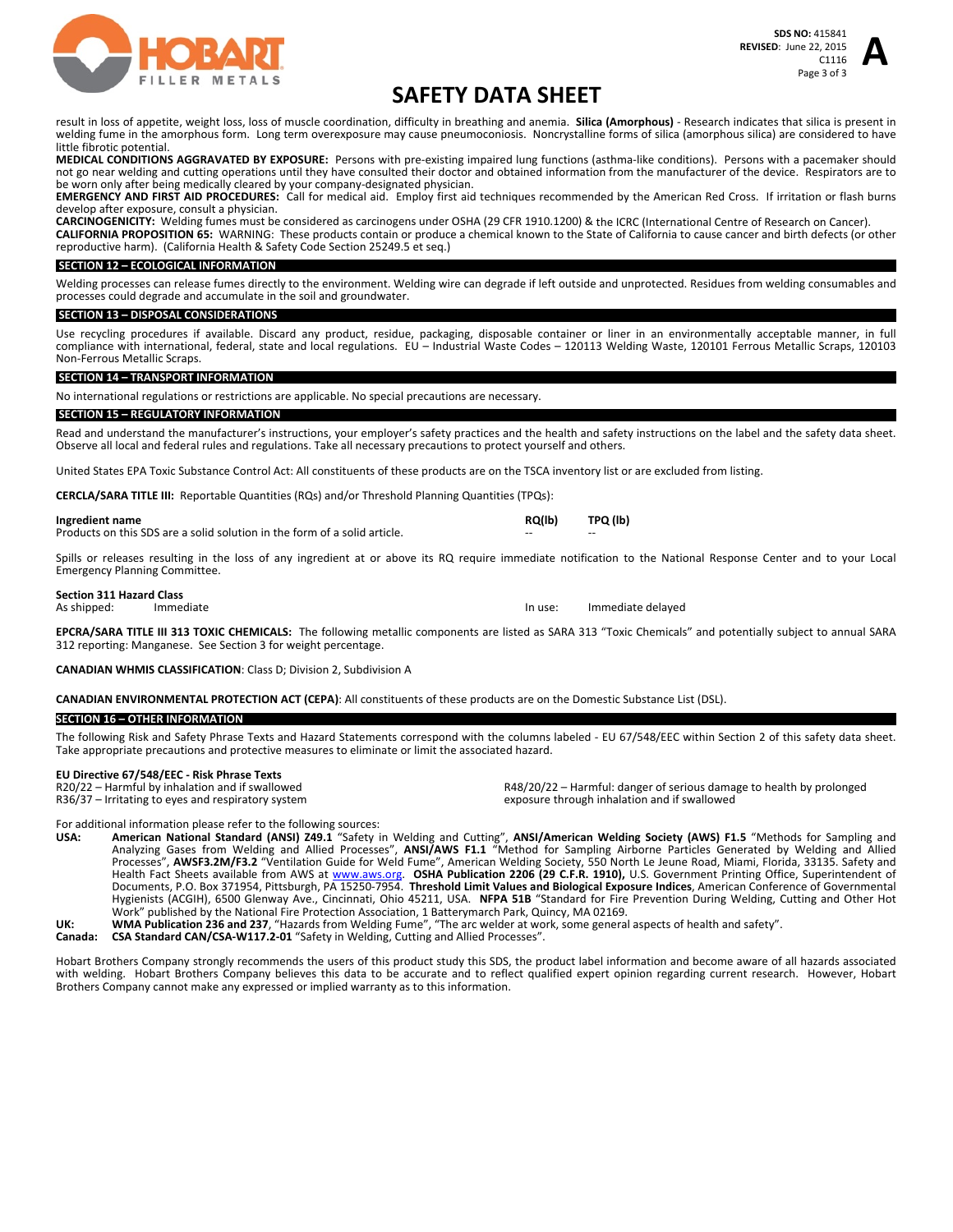result in loss of appetite, weight loss, loss of muscle coordination, difficulty in breathing and anemia. **Silica (Amorphous)** - Research indicates that silica is present in welding fume in the amorphous form. Long term overexposure may cause pneumoconiosis. Noncrystalline forms of silica (amorphous silica) are considered to have little fibrotic potential.

**MEDICAL CONDITIONS AGGRAVATED BY EXPOSURE:** Persons with pre-existing impaired lung functions (asthma-like conditions). Persons with a pacemaker should not go near welding and cutting operations until they have consulted their doctor and obtained information from the manufacturer of the device. Respirators are to be worn only after being medically cleared by your company-designated physician.

**EMERGENCY AND FIRST AID PROCEDURES:** Call for medical aid. Employ first aid techniques recommended by the American Red Cross. If irritation or flash burns develop after exposure, consult a physician.

**CARCINOGENICITY:** Welding fumes must be considered as carcinogens under OSHA (29 CFR 1910.1200) & the ICRC (International Centre of Research on Cancer).

**CALIFORNIA PROPOSITION 65:** WARNING: These products contain or produce a chemical known to the State of California to cause cancer and birth defects (or other reproductive harm). (California Health & Safety Code Section 25249.5 et seq.)

## SECTION 12 – ECOLOGICAL INFORMATION

Welding processes can release fumes directly to the environment. Welding wire can degrade if left outside and unprotected. Residues from welding consumables and processes could degrade and accumulate in the soil and groundwater.

## SECTION 13 – DISPOSAL CONSIDERATIONS

Use recycling procedures if available. Discard any product, residue, packaging, disposable container or liner in an environmentally acceptable manner, in full compliance with international, federal, state and local regulations. EU – Industrial Waste Codes – 120113 Welding Waste, 120101 Ferrous Metallic Scraps, 120103 Non-Ferrous Metallic Scraps.

## SECTION 14 – TRANSPORT INFORMATION

No international regulations or restrictions are applicable. No special precautions are necessary.

## SECTION 15 – REGULATORY INFORMATION

Read and understand the manufacturer's instructions, your employer's safety practices and the health and safety instructions on the label and the safety data sheet. Observe all local and federal rules and regulations. Take all necessary precautions to protect yourself and others.

United States EPA Toxic Substance Control Act: All constituents of these products are on the TSCA inventory list or are excluded from listing.

**CERCLA/SARA TITLE III:** Reportable Quantities (RQs) and/or Threshold Planning Quantities (TPQs):

| Ingredient name | RQ(lb) | TPQ (lb) |
| --- | --- | --- |
| Products on this SDS are a solid solution in the form of a solid article. | -- | -- |

Spills or releases resulting in the loss of any ingredient at or above its RQ require immediate notification to the National Response Center and to your Local Emergency Planning Committee.

**Section 311 Hazard Class**

| | | | |
| --- | --- | --- | --- |
| As shipped: | Immediate | In use: | Immediate delayed |

**EPCRA/SARA TITLE III 313 TOXIC CHEMICALS:** The following metallic components are listed as SARA 313 "Toxic Chemicals" and potentially subject to annual SARA 312 reporting: Manganese. See Section 3 for weight percentage.

**CANADIAN WHMIS CLASSIFICATION**: Class D; Division 2, Subdivision A

**CANADIAN ENVIRONMENTAL PROTECTION ACT (CEPA)**: All constituents of these products are on the Domestic Substance List (DSL).

## SECTION 16 – OTHER INFORMATION

The following Risk and Safety Phrase Texts and Hazard Statements correspond with the columns labeled - EU 67/548/EEC within Section 2 of this safety data sheet. Take appropriate precautions and protective measures to eliminate or limit the associated hazard.

**EU Directive 67/548/EEC - Risk Phrase Texts**

R20/22 – Harmful by inhalation and if swallowed
R36/37 – Irritating to eyes and respiratory system
R48/20/22 – Harmful: danger of serious damage to health by prolonged exposure through inhalation and if swallowed

For additional information please refer to the following sources:

**USA:** **American National Standard (ANSI) Z49.1** "Safety in Welding and Cutting", **ANSI/American Welding Society (AWS) F1.5** "Methods for Sampling and Analyzing Gases from Welding and Allied Processes", **ANSI/AWS F1.1** "Method for Sampling Airborne Particles Generated by Welding and Allied Processes", **AWSF3.2M/F3.2** "Ventilation Guide for Weld Fume", American Welding Society, 550 North Le Jeune Road, Miami, Florida, 33135. Safety and Health Fact Sheets available from AWS at www.aws.org. **OSHA Publication 2206 (29 C.F.R. 1910),** U.S. Government Printing Office, Superintendent of Documents, P.O. Box 371954, Pittsburgh, PA 15250-7954. **Threshold Limit Values and Biological Exposure Indices**, American Conference of Governmental Hygienists (ACGIH), 6500 Glenway Ave., Cincinnati, Ohio 45211, USA. **NFPA 51B** "Standard for Fire Prevention During Welding, Cutting and Other Hot Work" published by the National Fire Protection Association, 1 Batterymarch Park, Quincy, MA 02169.

**UK:** **WMA Publication 236 and 237**, "Hazards from Welding Fume", "The arc welder at work, some general aspects of health and safety".

**Canada:** **CSA Standard CAN/CSA-W117.2-01** "Safety in Welding, Cutting and Allied Processes".

Hobart Brothers Company strongly recommends the users of this product study this SDS, the product label information and become aware of all hazards associated with welding. Hobart Brothers Company believes this data to be accurate and to reflect qualified expert opinion regarding current research. However, Hobart Brothers Company cannot make any expressed or implied warranty as to this information.